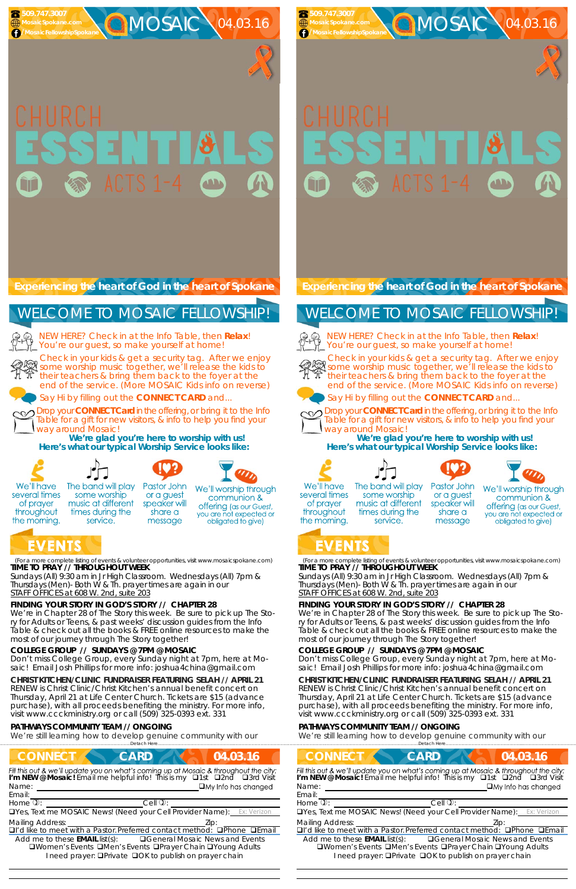509.747.3007
MosaicSpokane.com
/MosaicFellowshipSpokane

# MOSAIC 04.03.16

# CHURCH ESSENTIALS

## ACTS 1-4

**Experiencing the heart of God in the heart of Spokane**

# WELCOME TO MOSAIC FELLOWSHIP!

NEW HERE? Check in at the Info Table, then **Relax**! You're our guest, so make yourself at home!

Check in your kids & get a security tag. After we enjoy some worship music together, we'll release the kids to their teachers & bring them back to the foyer at the end of the service. (More MOSAIC Kids info on reverse)

Say Hi by filling out the **CONNECT CARD** and...

Drop your **CONNECT Card** in the offering, or bring it to the Info Table for a gift for new visitors, & info to help you find your way around Mosaic!

**We're glad you're here to worship with us!**
**Here's what our typical Worship Service looks like:**

- We'll have several times of prayer throughout the morning.
- The band will play some worship music at different times during the service.
- Pastor John or a guest speaker will share a message
- We'll worship through communion & offering (as our Guest, you are not expected or obligated to give)

# EVENTS

(For a more complete listing of events & volunteer opportunities, visit www.mosaicspokane.com)

**TIME TO PRAY // THROUGHOUT WEEK**
Sundays (All) 9:30 am in Jr High Classroom. Wednesdays (All) 7pm & Thursdays (Men)- Both W & Th. prayer times are again in our STAFF OFFICES at 608 W. 2nd, suite 203

**FINDING YOUR STORY IN GOD'S STORY // CHAPTER 28**
We're in Chapter 28 of The Story this week. Be sure to pick up The Story for Adults or Teens, & past weeks' discussion guides from the Info Table & check out all the books & FREE online resources to make the most of our journey through The Story together!

**COLLEGE GROUP // SUNDAYS @ 7PM @ MOSAIC**
Don't miss College Group, every Sunday night at 7pm, here at Mosaic! Email Josh Phillips for more info: joshua4china@gmail.com

**CHRIST KITCHEN/CLINIC FUNDRAISER FEATURING SELAH // APRIL 21**
RENEW is Christ Clinic/Christ Kitchen's annual benefit concert on Thursday, April 21 at Life Center Church. Tickets are $15 (advance purchase), with all proceeds benefiting the ministry. For more info, visit www.cccministry.org or call (509) 325-0393 ext. 331

**PATHWAYS COMMUNITY TEAM // ONGOING**
We're still learning how to develop genuine community with our

Detach Here

# CONNECT CARD 04.03.16

*Fill this out & we'll update you on what's coming up at Mosaic & throughout the city:*
**I'm NEW @ Mosaic!** Email me helpful info! This is my ❑1st ❑2nd ❑3rd Visit

Name: ____________ ❑My Info has changed
Email: ____________
Home: ____________ Cell: ____________
❑Yes, Text me MOSAIC News! (Need your Cell Provider Name): Ex: Verizon
Mailing Address: ____________ Zip: ______
❑I'd like to meet with a Pastor. Preferred contact method: ❑Phone ❑Email
Add me to these **EMAIL** list(s): ❑General Mosaic News and Events ❑Women's Events ❑Men's Events ❑Prayer Chain ❑Young Adults
I need prayer: ❑Private ❑OK to publish on prayer chain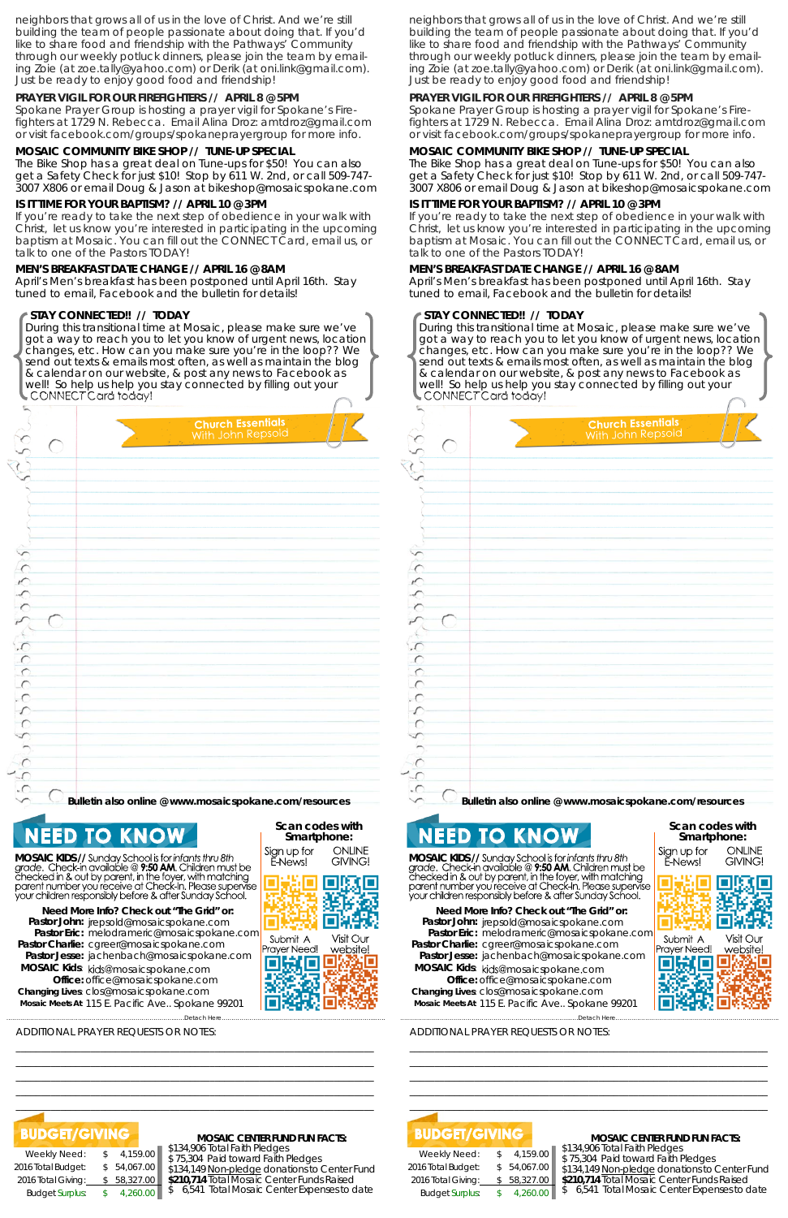neighbors that grows all of us in the love of Christ. And we're still building the team of people passionate about doing that. If you'd like to share food and friendship with the Pathways' Community through our weekly potluck dinners, please join the team by emailing Zoie (at zoe.tally@yahoo.com) or Derik (at oni.link@gmail.com). Just be ready to enjoy good food and friendship!

**PRAYER VIGIL FOR OUR FIREFIGHTERS // APRIL 8 @ 5PM**
Spokane Prayer Group is hosting a prayer vigil for Spokane's Firefighters at 1729 N. Rebecca. Email Alina Droz: amtdroz@gmail.com or visit facebook.com/groups/spokaneprayergroup for more info.

**MOSAIC COMMUNITY BIKE SHOP // TUNE-UP SPECIAL**
The Bike Shop has a great deal on Tune-ups for $50! You can also get a Safety Check for just $10! Stop by 611 W. 2nd, or call 509-747-3007 X806 or email Doug & Jason at bikeshop@mosaicspokane.com

**IS IT TIME FOR YOUR BAPTISM? // APRIL 10 @ 3PM**
If you're ready to take the next step of obedience in your walk with Christ, let us know you're interested in participating in the upcoming baptism at Mosaic. You can fill out the CONNECT Card, email us, or talk to one of the Pastors TODAY!

**MEN'S BREAKFAST DATE CHANGE // APRIL 16 @ 8AM**
April's Men's breakfast has been postponed until April 16th. Stay tuned to email, Facebook and the bulletin for details!

**STAY CONNECTED!! // TODAY**
During this transitional time at Mosaic, please make sure we've got a way to reach you to let you know of urgent news, location changes, etc. How can you make sure you're in the loop?? We send out texts & emails most often, as well as maintain the blog & calendar on our website, & post any news to Facebook as well! So help us help you stay connected by filling out your CONNECT Card today!

Church Essentials
With John Repsold

**Bulletin also online @ www.mosaicspokane.com/resources**

## NEED TO KNOW

**MOSAIC KIDS //** *Sunday School is for infants thru 8th grade.* Check-in available @ **9:50 AM.** Children must be checked in & out by parent, in the foyer, with matching parent number you receive at Check-In. Please supervise your children responsibly before & after Sunday School.

**Need More Info? Check out "The Grid" or:**

| | |
|---|---|
| **Pastor John:** | jrepsold@mosaicspokane.com |
| **Pastor Eric:** | melodrameric@mosaicspokane.com |
| **Pastor Charlie:** | cgreer@mosaicspokane.com |
| **Pastor Jesse:** | jachenbach@mosaicspokane.com |
| **MOSAIC Kids** | kids@mosaicspokane.com |
| **Office:** | office@mosaicspokane.com |
| **Changing Lives** | clos@mosaicspokane.com |
| **Mosaic Meets At** | 115 E. Pacific Ave.. Spokane 99201 |

**Scan codes with Smartphone:**

Sign up for E-News! · ONLINE GIVING! · Submit A Prayer Need! · Visit Our website!

Detach Here

ADDITIONAL PRAYER REQUESTS OR NOTES:

## BUDGET/GIVING

| | | |
|---|---|---|
| Weekly Need: | $ | 4,159.00 |
| 2016 Total Budget: | $ | 54,067.00 |
| 2016 Total Giving: | $ | 58,327.00 |
| Budget Surplus: | $ | 4,260.00 |

**MOSAIC CENTER FUND FUN FACTS:**

- $134,906 Total Faith Pledges
- $ 75,304 Paid toward Faith Pledges
- $134,149 Non-pledge donations to Center Fund
- **$210,714** Total Mosaic Center Funds Raised
- $ 6,541 Total Mosaic Center Expenses to date